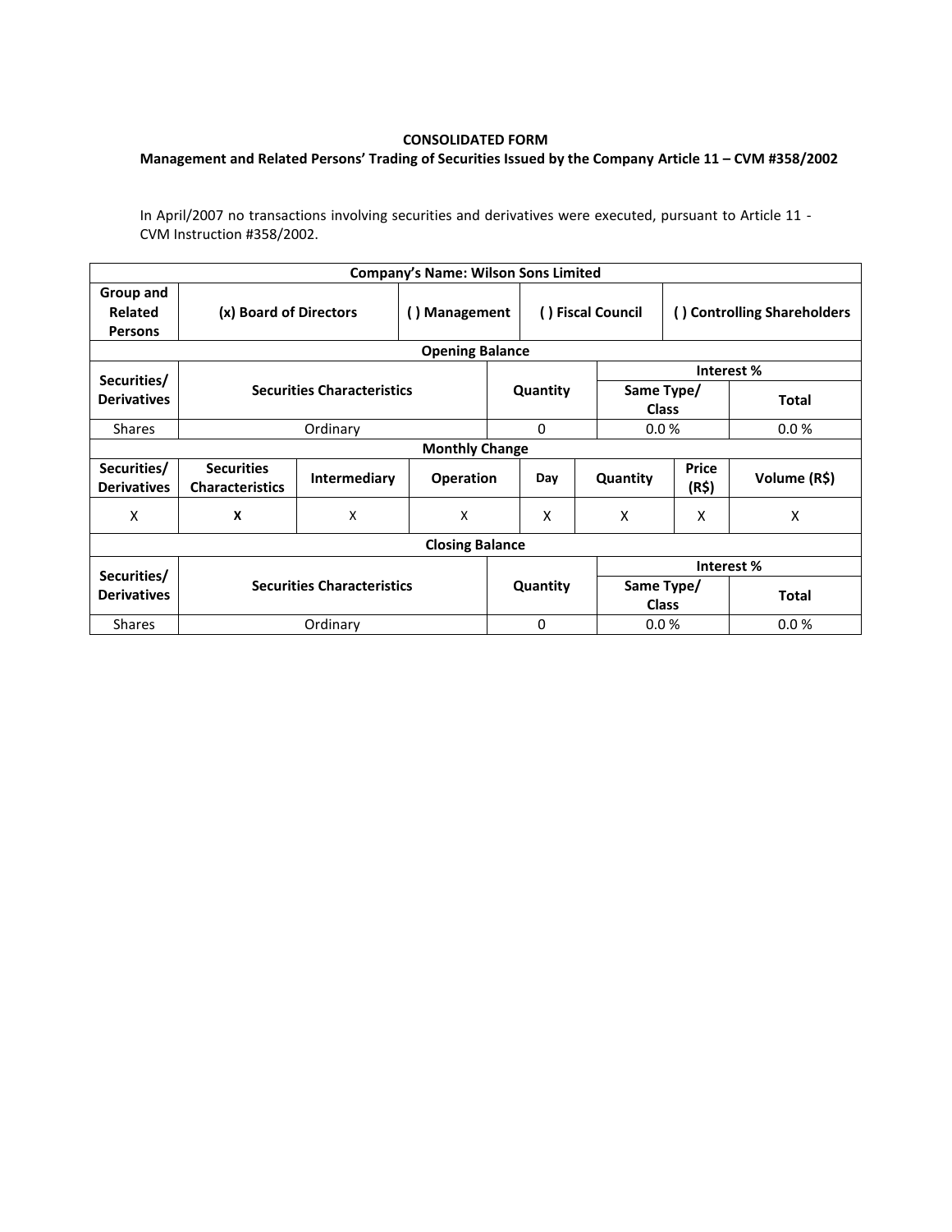**CONSOLIDATED FORM**

**Management and Related Persons' Trading of Securities Issued by the Company Article 11 – CVM #358/2002**

In April/2007 no transactions involving securities and derivatives were executed, pursuant to Article 11 - CVM Instruction #358/2002.

| **Company's Name: Wilson Sons Limited** | | | | | | | |
|---|---|---|---|---|---|---|---|
| **Group and Related Persons** | **(x) Board of Directors** | | **( ) Management** | **( ) Fiscal Council** | | **( ) Controlling Shareholders** | |
| **Opening Balance** | | | | | | | |
| **Securities/ Derivatives** | **Securities Characteristics** | | | **Quantity** | | **Interest %** | |
| | | | | | | **Same Type/ Class** | **Total** |
| Shares | Ordinary | | | 0 | | 0.0 % | 0.0 % |
| **Monthly Change** | | | | | | | |
| **Securities/ Derivatives** | **Securities Characteristics** | **Intermediary** | **Operation** | **Day** | **Quantity** | **Price (R$)** | **Volume (R$)** |
| X | **X** | X | X | X | X | X | X |
| **Closing Balance** | | | | | | | |
| **Securities/ Derivatives** | **Securities Characteristics** | | | **Quantity** | | **Interest %** | |
| | | | | | | **Same Type/ Class** | **Total** |
| Shares | Ordinary | | | 0 | | 0.0 % | 0.0 % |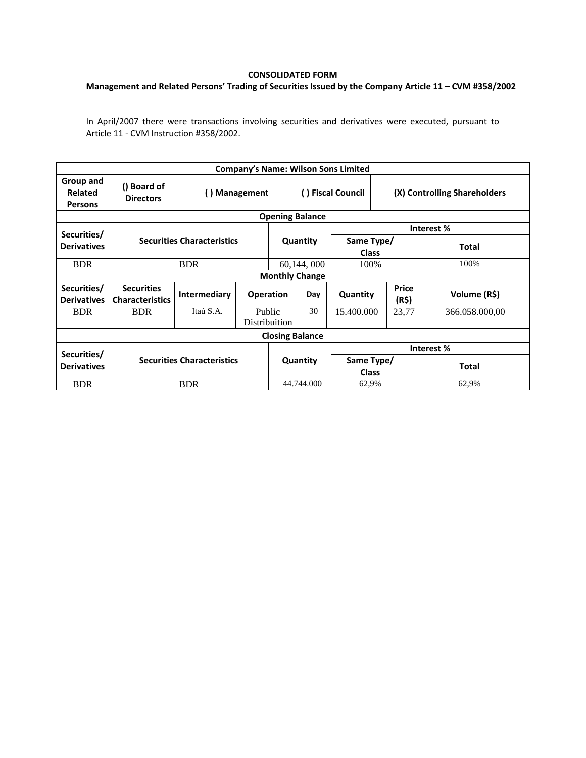**CONSOLIDATED FORM**

**Management and Related Persons' Trading of Securities Issued by the Company Article 11 – CVM #358/2002**

In April/2007 there were transactions involving securities and derivatives were executed, pursuant to Article 11 - CVM Instruction #358/2002.

| Company's Name: Wilson Sons Limited | | | | | | | |
|---|---|---|---|---|---|---|---|
| **Group and Related Persons** | **() Board of Directors** | **( ) Management** | | **( ) Fiscal Council** | **(X) Controlling Shareholders** | | |
| **Opening Balance** | | | | | | | |
| **Securities/ Derivatives** | **Securities Characteristics** | | | **Quantity** | **Interest %** | | |
| | | | | | **Same Type/ Class** | | **Total** |
| BDR | BDR | | | 60,144, 000 | 100% | | 100% |
| **Monthly Change** | | | | | | | |
| **Securities/ Derivatives** | **Securities Characteristics** | **Intermediary** | **Operation** | **Day** | **Quantity** | **Price (R$)** | **Volume (R$)** |
| BDR | BDR | Itaú S.A. | Public Distribuition | 30 | 15.400.000 | 23,77 | 366.058.000,00 |
| **Closing Balance** | | | | | | | |
| **Securities/ Derivatives** | **Securities Characteristics** | | | **Quantity** | **Interest %** | | |
| | | | | | **Same Type/ Class** | | **Total** |
| BDR | BDR | | | 44.744.000 | 62,9% | | 62,9% |